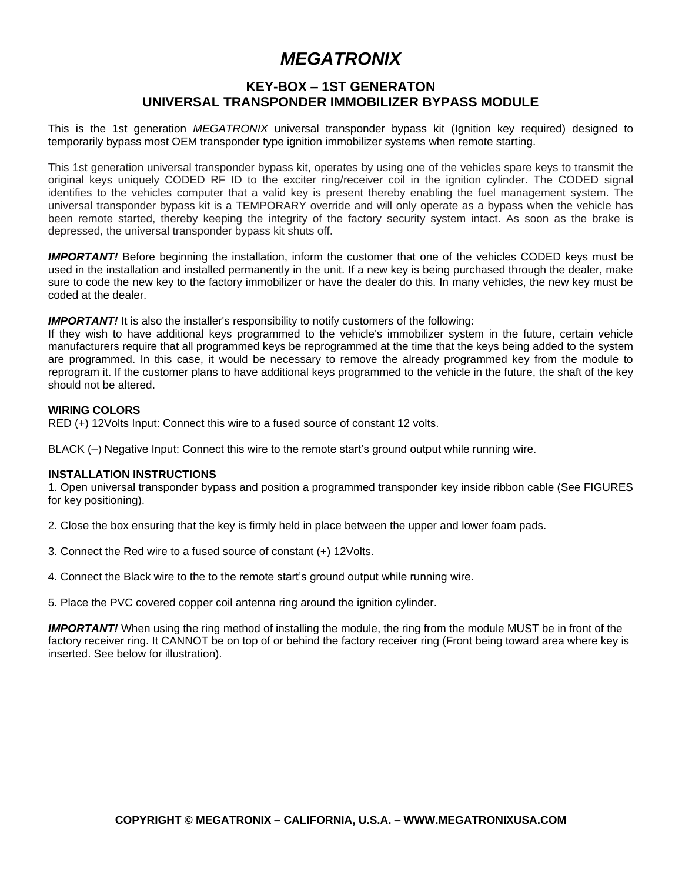# *MEGATRONIX*

## KEY-BOX – 1ST GENERATON
## UNIVERSAL TRANSPONDER IMMOBILIZER BYPASS MODULE

This is the 1st generation *MEGATRONIX* universal transponder bypass kit (Ignition key required) designed to temporarily bypass most OEM transponder type ignition immobilizer systems when remote starting.

This 1st generation universal transponder bypass kit, operates by using one of the vehicles spare keys to transmit the original keys uniquely CODED RF ID to the exciter ring/receiver coil in the ignition cylinder. The CODED signal identifies to the vehicles computer that a valid key is present thereby enabling the fuel management system. The universal transponder bypass kit is a TEMPORARY override and will only operate as a bypass when the vehicle has been remote started, thereby keeping the integrity of the factory security system intact. As soon as the brake is depressed, the universal transponder bypass kit shuts off.

***IMPORTANT!*** Before beginning the installation, inform the customer that one of the vehicles CODED keys must be used in the installation and installed permanently in the unit. If a new key is being purchased through the dealer, make sure to code the new key to the factory immobilizer or have the dealer do this. In many vehicles, the new key must be coded at the dealer.

***IMPORTANT!*** It is also the installer's responsibility to notify customers of the following:
If they wish to have additional keys programmed to the vehicle's immobilizer system in the future, certain vehicle manufacturers require that all programmed keys be reprogrammed at the time that the keys being added to the system are programmed. In this case, it would be necessary to remove the already programmed key from the module to reprogram it. If the customer plans to have additional keys programmed to the vehicle in the future, the shaft of the key should not be altered.

**WIRING COLORS**
RED (+) 12Volts Input: Connect this wire to a fused source of constant 12 volts.

BLACK (–) Negative Input: Connect this wire to the remote start's ground output while running wire.

**INSTALLATION INSTRUCTIONS**

1. Open universal transponder bypass and position a programmed transponder key inside ribbon cable (See FIGURES for key positioning).

2. Close the box ensuring that the key is firmly held in place between the upper and lower foam pads.

3. Connect the Red wire to a fused source of constant (+) 12Volts.

4. Connect the Black wire to the to the remote start's ground output while running wire.

5. Place the PVC covered copper coil antenna ring around the ignition cylinder.

***IMPORTANT!*** When using the ring method of installing the module, the ring from the module MUST be in front of the factory receiver ring. It CANNOT be on top of or behind the factory receiver ring (Front being toward area where key is inserted. See below for illustration).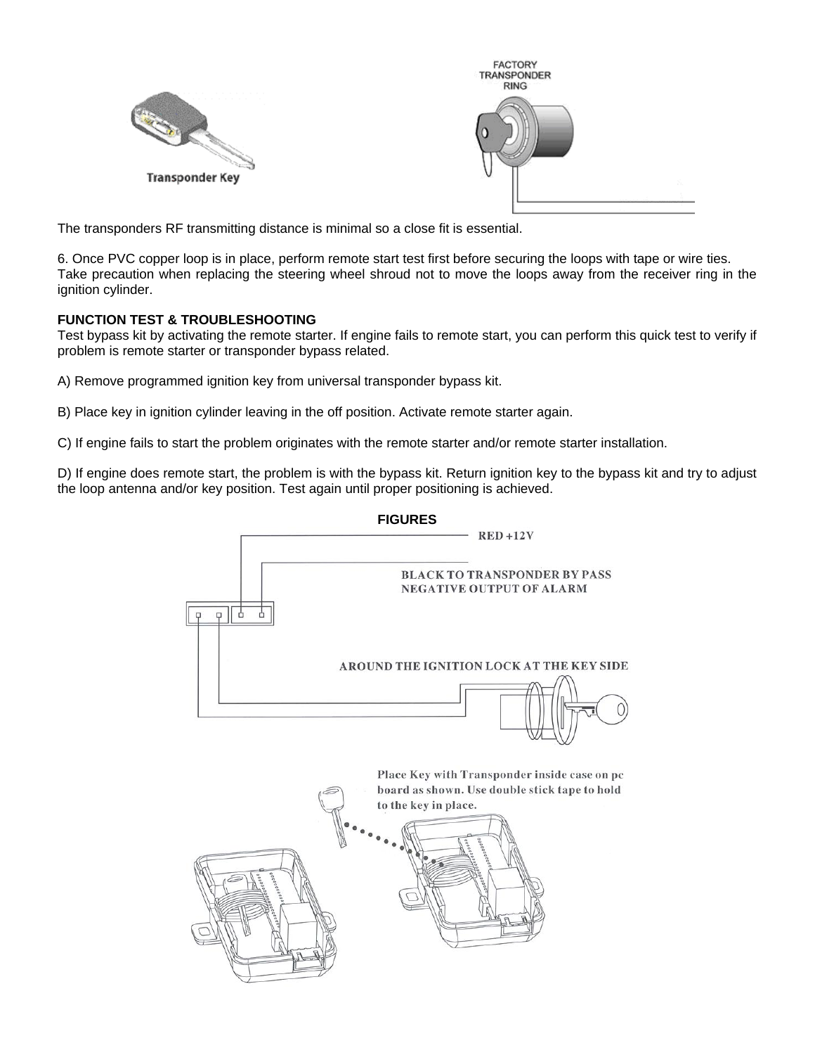Transponder Key

FACTORY TRANSPONDER RING

The transponders RF transmitting distance is minimal so a close fit is essential.

6. Once PVC copper loop is in place, perform remote start test first before securing the loops with tape or wire ties. Take precaution when replacing the steering wheel shroud not to move the loops away from the receiver ring in the ignition cylinder.

**FUNCTION TEST & TROUBLESHOOTING**

Test bypass kit by activating the remote starter. If engine fails to remote start, you can perform this quick test to verify if problem is remote starter or transponder bypass related.

A) Remove programmed ignition key from universal transponder bypass kit.

B) Place key in ignition cylinder leaving in the off position. Activate remote starter again.

C) If engine fails to start the problem originates with the remote starter and/or remote starter installation.

D) If engine does remote start, the problem is with the bypass kit. Return ignition key to the bypass kit and try to adjust the loop antenna and/or key position. Test again until proper positioning is achieved.

**FIGURES**

RED +12V

BLACK TO TRANSPONDER BY PASS NEGATIVE OUTPUT OF ALARM

AROUND THE IGNITION LOCK AT THE KEY SIDE

Place Key with Transponder inside case on pc board as shown. Use double stick tape to hold to the key in place.